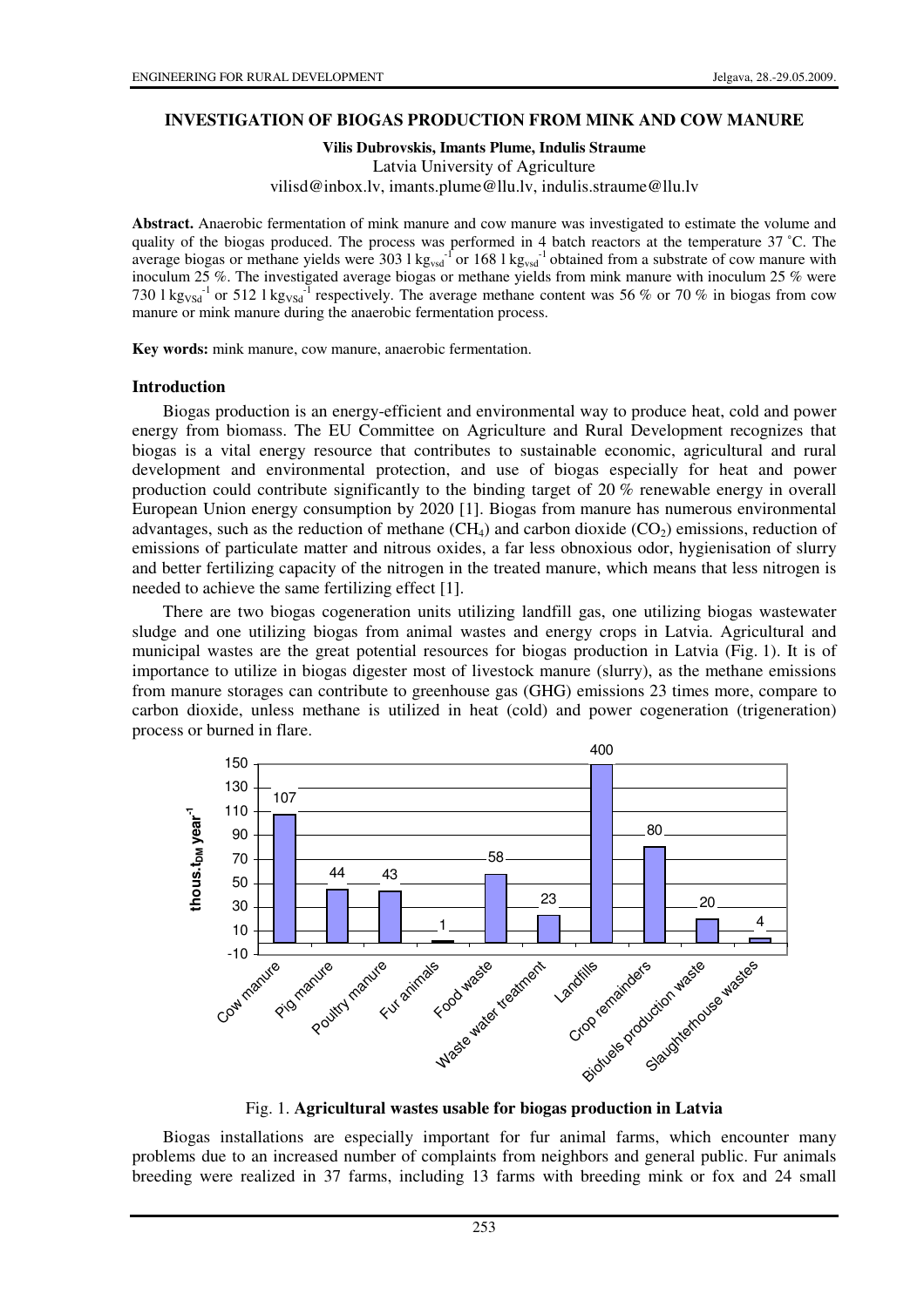## INVESTIGATION OF BIOGAS PRODUCTION FROM MINK AND COW MANURE

**Vilis Dubrovskis, Imants Plume, Indulis Straume**
Latvia University of Agriculture
vilisd@inbox.lv, imants.plume@llu.lv, indulis.straume@llu.lv

**Abstract.** Anaerobic fermentation of mink manure and cow manure was investigated to estimate the volume and quality of the biogas produced. The process was performed in 4 batch reactors at the temperature 37 ˚C. The average biogas or methane yields were 303 l $kg_{vsd}^{-1}$ or 168 l $kg_{vsd}^{-1}$ obtained from a substrate of cow manure with inoculum 25 %. The investigated average biogas or methane yields from mink manure with inoculum 25 % were 730 l $kg_{VSd}^{-1}$ or 512 l $kg_{VSd}^{-1}$ respectively. The average methane content was 56 % or 70 % in biogas from cow manure or mink manure during the anaerobic fermentation process.

**Key words:** mink manure, cow manure, anaerobic fermentation.

### Introduction

Biogas production is an energy-efficient and environmental way to produce heat, cold and power energy from biomass. The EU Committee on Agriculture and Rural Development recognizes that biogas is a vital energy resource that contributes to sustainable economic, agricultural and rural development and environmental protection, and use of biogas especially for heat and power production could contribute significantly to the binding target of 20 % renewable energy in overall European Union energy consumption by 2020 [1]. Biogas from manure has numerous environmental advantages, such as the reduction of methane ($CH_4$) and carbon dioxide ($CO_2$) emissions, reduction of emissions of particulate matter and nitrous oxides, a far less obnoxious odor, hygienisation of slurry and better fertilizing capacity of the nitrogen in the treated manure, which means that less nitrogen is needed to achieve the same fertilizing effect [1].

There are two biogas cogeneration units utilizing landfill gas, one utilizing biogas wastewater sludge and one utilizing biogas from animal wastes and energy crops in Latvia. Agricultural and municipal wastes are the great potential resources for biogas production in Latvia (Fig. 1). It is of importance to utilize in biogas digester most of livestock manure (slurry), as the methane emissions from manure storages can contribute to greenhouse gas (GHG) emissions 23 times more, compare to carbon dioxide, unless methane is utilized in heat (cold) and power cogeneration (trigeneration) process or burned in flare.

| Category | thous. $t_{DM}$ $year^{-1}$ |
|---|---|
| Cow manure | 107 |
| Pig manure | 44 |
| Poultry manure | 43 |
| Fur animals | 1 |
| Food waste | 58 |
| Waste water treatment | 23 |
| Landfills | 400 |
| Crop remainders | 80 |
| Biofuels production waste | 20 |
| Slaughterhouse wastes | 4 |

Fig. 1. **Agricultural wastes usable for biogas production in Latvia**

Biogas installations are especially important for fur animal farms, which encounter many problems due to an increased number of complaints from neighbors and general public. Fur animals breeding were realized in 37 farms, including 13 farms with breeding mink or fox and 24 small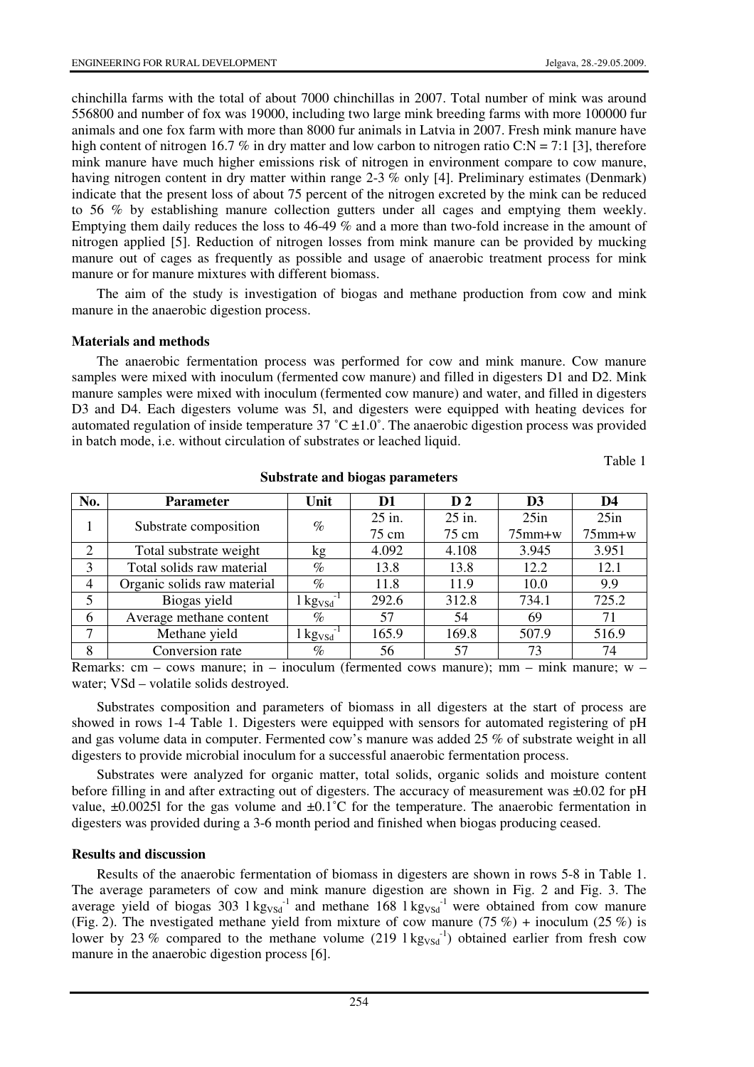chinchilla farms with the total of about 7000 chinchillas in 2007. Total number of mink was around 556800 and number of fox was 19000, including two large mink breeding farms with more 100000 fur animals and one fox farm with more than 8000 fur animals in Latvia in 2007. Fresh mink manure have high content of nitrogen 16.7 % in dry matter and low carbon to nitrogen ratio C:N = 7:1 [3], therefore mink manure have much higher emissions risk of nitrogen in environment compare to cow manure, having nitrogen content in dry matter within range 2-3 % only [4]. Preliminary estimates (Denmark) indicate that the present loss of about 75 percent of the nitrogen excreted by the mink can be reduced to 56 % by establishing manure collection gutters under all cages and emptying them weekly. Emptying them daily reduces the loss to 46-49 % and a more than two-fold increase in the amount of nitrogen applied [5]. Reduction of nitrogen losses from mink manure can be provided by mucking manure out of cages as frequently as possible and usage of anaerobic treatment process for mink manure or for manure mixtures with different biomass.

The aim of the study is investigation of biogas and methane production from cow and mink manure in the anaerobic digestion process.

## Materials and methods

The anaerobic fermentation process was performed for cow and mink manure. Cow manure samples were mixed with inoculum (fermented cow manure) and filled in digesters D1 and D2. Mink manure samples were mixed with inoculum (fermented cow manure) and water, and filled in digesters D3 and D4. Each digesters volume was 5l, and digesters were equipped with heating devices for automated regulation of inside temperature 37 ˚C ±1.0˚. The anaerobic digestion process was provided in batch mode, i.e. without circulation of substrates or leached liquid.

Table 1

**Substrate and biogas parameters**

| No. | Parameter | Unit | D1 | D 2 | D3 | D4 |
|---|---|---|---|---|---|---|
| 1 | Substrate composition | % | 25 in. 75 cm | 25 in. 75 cm | 25in 75mm+w | 25in 75mm+w |
| 2 | Total substrate weight | kg | 4.092 | 4.108 | 3.945 | 3.951 |
| 3 | Total solids raw material | % | 13.8 | 13.8 | 12.2 | 12.1 |
| 4 | Organic solids raw material | % | 11.8 | 11.9 | 10.0 | 9.9 |
| 5 | Biogas yield | $l\,kg_{VSd}^{-1}$ | 292.6 | 312.8 | 734.1 | 725.2 |
| 6 | Average methane content | % | 57 | 54 | 69 | 71 |
| 7 | Methane yield | $l\,kg_{VSd}^{-1}$ | 165.9 | 169.8 | 507.9 | 516.9 |
| 8 | Conversion rate | % | 56 | 57 | 73 | 74 |

Remarks: cm – cows manure; in – inoculum (fermented cows manure); mm – mink manure; w – water; VSd – volatile solids destroyed.

Substrates composition and parameters of biomass in all digesters at the start of process are showed in rows 1-4 Table 1. Digesters were equipped with sensors for automated registering of pH and gas volume data in computer. Fermented cow's manure was added 25 % of substrate weight in all digesters to provide microbial inoculum for a successful anaerobic fermentation process.

Substrates were analyzed for organic matter, total solids, organic solids and moisture content before filling in and after extracting out of digesters. The accuracy of measurement was ±0.02 for pH value, ±0.0025l for the gas volume and ±0.1˚C for the temperature. The anaerobic fermentation in digesters was provided during a 3-6 month period and finished when biogas producing ceased.

## Results and discussion

Results of the anaerobic fermentation of biomass in digesters are shown in rows 5-8 in Table 1. The average parameters of cow and mink manure digestion are shown in Fig. 2 and Fig. 3. The average yield of biogas 303 $l\,kg_{VSd}^{-1}$ and methane 168 $l\,kg_{VSd}^{-1}$ were obtained from cow manure (Fig. 2). The nvestigated methane yield from mixture of cow manure (75 %) + inoculum (25 %) is lower by 23 % compared to the methane volume (219 $l\,kg_{VSd}^{-1}$) obtained earlier from fresh cow manure in the anaerobic digestion process [6].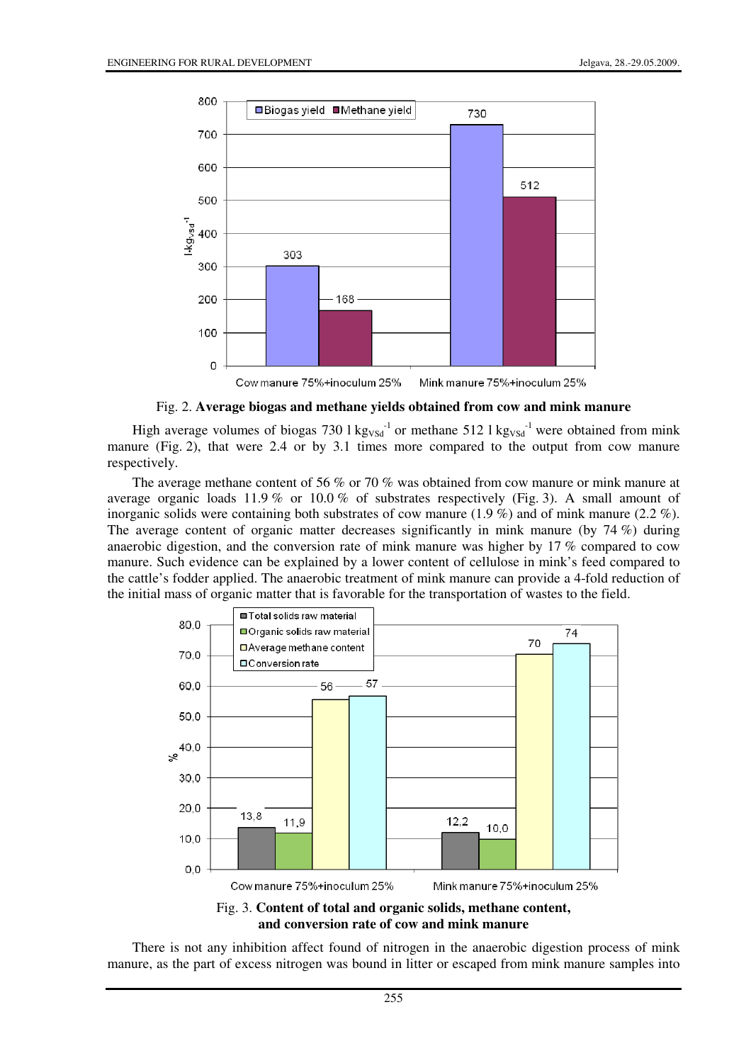Fig. 2. **Average biogas and methane yields obtained from cow and mink manure**

High average volumes of biogas 730 l $kg_{VSd}^{-1}$ or methane 512 l $kg_{VSd}^{-1}$ were obtained from mink manure (Fig. 2), that were 2.4 or by 3.1 times more compared to the output from cow manure respectively.

The average methane content of 56 % or 70 % was obtained from cow manure or mink manure at average organic loads 11.9 % or 10.0 % of substrates respectively (Fig. 3). A small amount of inorganic solids were containing both substrates of cow manure (1.9 %) and of mink manure (2.2 %). The average content of organic matter decreases significantly in mink manure (by 74 %) during anaerobic digestion, and the conversion rate of mink manure was higher by 17 % compared to cow manure. Such evidence can be explained by a lower content of cellulose in mink's feed compared to the cattle's fodder applied. The anaerobic treatment of mink manure can provide a 4-fold reduction of the initial mass of organic matter that is favorable for the transportation of wastes to the field.

Fig. 3. **Content of total and organic solids, methane content, and conversion rate of cow and mink manure**

There is not any inhibition affect found of nitrogen in the anaerobic digestion process of mink manure, as the part of excess nitrogen was bound in litter or escaped from mink manure samples into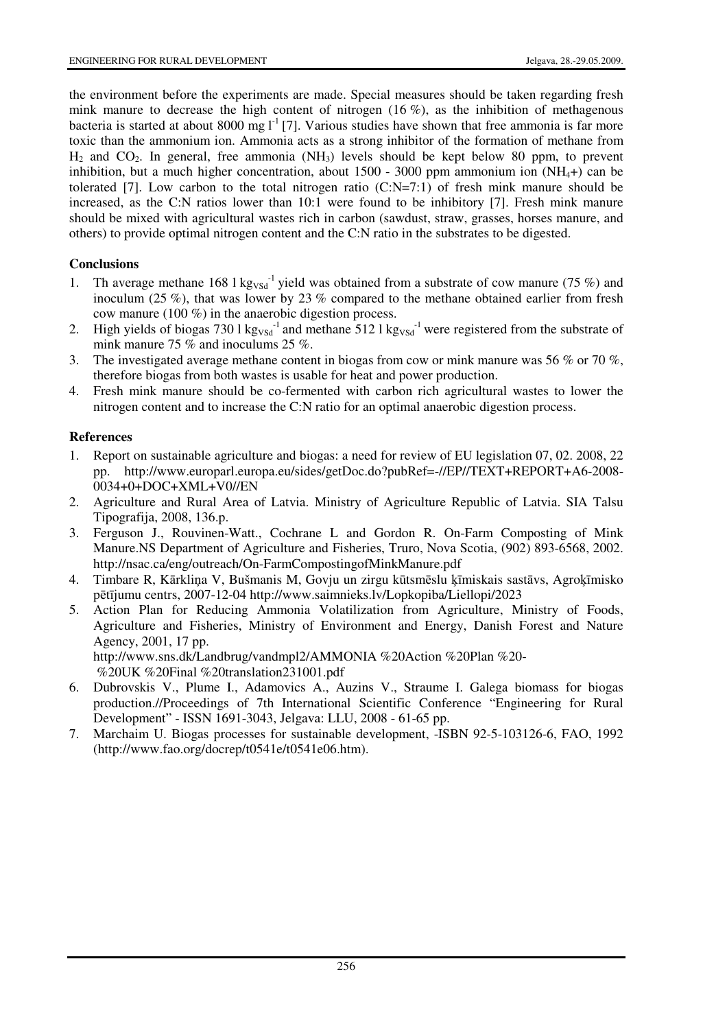the environment before the experiments are made. Special measures should be taken regarding fresh mink manure to decrease the high content of nitrogen (16 %), as the inhibition of methagenous bacteria is started at about 8000 mg $l^{-1}$ [7]. Various studies have shown that free ammonia is far more toxic than the ammonium ion. Ammonia acts as a strong inhibitor of the formation of methane from $H_2$ and $CO_2$. In general, free ammonia ($NH_3$) levels should be kept below 80 ppm, to prevent inhibition, but a much higher concentration, about 1500 - 3000 ppm ammonium ion ($NH_4$+) can be tolerated [7]. Low carbon to the total nitrogen ratio (C:N=7:1) of fresh mink manure should be increased, as the C:N ratios lower than 10:1 were found to be inhibitory [7]. Fresh mink manure should be mixed with agricultural wastes rich in carbon (sawdust, straw, grasses, horses manure, and others) to provide optimal nitrogen content and the C:N ratio in the substrates to be digested.

**Conclusions**

1. Th average methane 168 l $kg_{VSd}^{-1}$ yield was obtained from a substrate of cow manure (75 %) and inoculum (25 %), that was lower by 23 % compared to the methane obtained earlier from fresh cow manure (100 %) in the anaerobic digestion process.
2. High yields of biogas 730 l $kg_{VSd}^{-1}$ and methane 512 l $kg_{VSd}^{-1}$ were registered from the substrate of mink manure 75 % and inoculums 25 %.
3. The investigated average methane content in biogas from cow or mink manure was 56 % or 70 %, therefore biogas from both wastes is usable for heat and power production.
4. Fresh mink manure should be co-fermented with carbon rich agricultural wastes to lower the nitrogen content and to increase the C:N ratio for an optimal anaerobic digestion process.

**References**

1. Report on sustainable agriculture and biogas: a need for review of EU legislation 07, 02. 2008, 22 pp. http://www.europarl.europa.eu/sides/getDoc.do?pubRef=-//EP//TEXT+REPORT+A6-2008-0034+0+DOC+XML+V0//EN
2. Agriculture and Rural Area of Latvia. Ministry of Agriculture Republic of Latvia. SIA Talsu Tipografija, 2008, 136.p.
3. Ferguson J., Rouvinen-Watt., Cochrane L and Gordon R. On-Farm Composting of Mink Manure.NS Department of Agriculture and Fisheries, Truro, Nova Scotia, (902) 893-6568, 2002. http://nsac.ca/eng/outreach/On-FarmCompostingofMinkManure.pdf
4. Timbare R, Kārkliņa V, Bušmanis M, Govju un zirgu kūtsmēslu ķīmiskais sastāvs, Agroķīmisko pētījumu centrs, 2007-12-04 http://www.saimnieks.lv/Lopkopiba/Liellopi/2023
5. Action Plan for Reducing Ammonia Volatilization from Agriculture, Ministry of Foods, Agriculture and Fisheries, Ministry of Environment and Energy, Danish Forest and Nature Agency, 2001, 17 pp. http://www.sns.dk/Landbrug/vandmpl2/AMMONIA %20Action %20Plan %20- %20UK %20Final %20translation231001.pdf
6. Dubrovskis V., Plume I., Adamovics A., Auzins V., Straume I. Galega biomass for biogas production.//Proceedings of 7th International Scientific Conference "Engineering for Rural Development" - ISSN 1691-3043, Jelgava: LLU, 2008 - 61-65 pp.
7. Marchaim U. Biogas processes for sustainable development, -ISBN 92-5-103126-6, FAO, 1992 (http://www.fao.org/docrep/t0541e/t0541e06.htm).